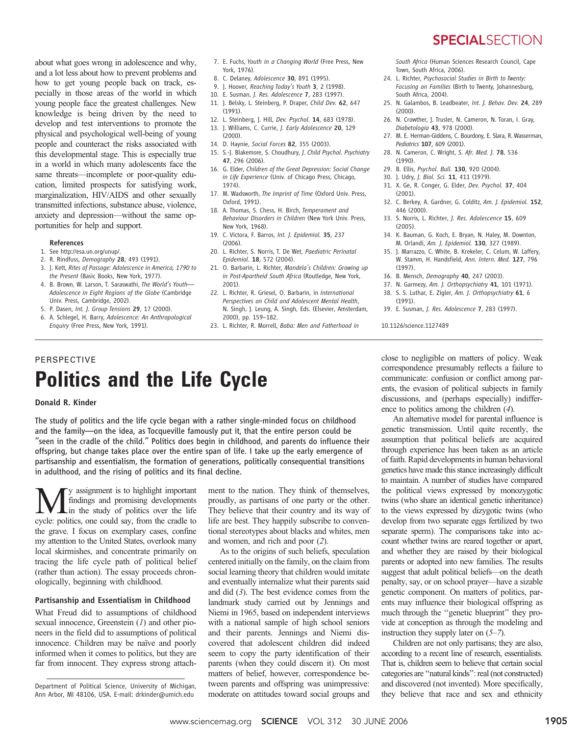about what goes wrong in adolescence and why, and a lot less about how to prevent problems and how to get young people back on track, especially in those areas of the world in which young people face the greatest challenges. New knowledge is being driven by the need to develop and test interventions to promote the physical and psychological well-being of young people and counteract the risks associated with this developmental stage. This is especially true in a world in which many adolescents face the same threats—incomplete or poor-quality education, limited prospects for satisfying work, marginalization, HIV/AIDS and other sexually transmitted infections, substance abuse, violence, anxiety and depression—without the same opportunities for help and support.

### References

1. See http://esa.un.org/unup/.
2. R. Rindfuss, *Demography* **28**, 493 (1991).
3. J. Kett, *Rites of Passage: Adolescence in America, 1790 to the Present* (Basic Books, New York, 1977).
4. B. Brown, W. Larson, T. Saraswathi, *The World's Youth—Adolescence in Eight Regions of the Globe* (Cambridge Univ. Press, Cambridge, 2002).
5. P. Dasen, *Int. J. Group Tensions* **29**, 17 (2000).
6. A. Schlegel, H. Barry, *Adolescence: An Anthropological Enquiry* (Free Press, New York, 1991).
7. E. Fuchs, *Youth in a Changing World* (Free Press, New York, 1976).
8. C. Delaney, *Adolescence* **30**, 891 (1995).
9. J. Hoover, *Reaching Today's Youth* **3**, 2 (1998).
10. E. Susman, *J. Res. Adolescence* **7**, 283 (1997).
11. J. Belsky, L. Steinberg, P. Draper, *Child Dev.* **62**, 647 (1991).
12. L. Steinberg, J. Hill, *Dev. Psychol.* **14**, 683 (1978).
13. J. Williams, C. Currie, *J. Early Adolescence* **20**, 129 (2000).
14. D. Haynie, *Social Forces* **82**, 355 (2003).
15. S.-J. Blakemore, S. Choudhury, *J. Child Psychol. Psychiatry* **47**, 296 (2006).
16. G. Elder, *Children of the Great Depression: Social Change in Life Experience* (Univ. of Chicago Press, Chicago, 1974).
17. M. Wadsworth, *The Imprint of Time* (Oxford Univ. Press, Oxford, 1991).
18. A. Thomas, S. Chess, H. Birch, *Temperament and Behaviour Disorders in Children* (New York Univ. Press, New York, 1968).
19. C. Victora, F. Barros, *Int. J. Epidemiol.* **35**, 237 (2006).
20. L. Richter, S. Norris, T. De Wet, *Paediatric Perinatal Epidemiol.* **18**, 572 (2004).
21. O. Barbarin, L. Richter, *Mandela's Children: Growing up in Post-Apartheid South Africa* (Routledge, New York, 2001).
22. L. Richter, R. Griesel, O. Barbarin, in *International Perspectives on Child and Adolescent Mental Health*, N. Singh, J. Leung, A. Singh, Eds. (Elsevier, Amsterdam, 2000), pp. 159–182.
23. L. Richter, R. Morrell, *Baba: Men and Fatherhood in South Africa* (Human Sciences Research Council, Cape Town, South Africa, 2006).
24. L. Richter, *Psychosocial Studies in Birth to Twenty: Focusing on Families* (Birth to Twenty, Johannesburg, South Africa, 2004).
25. N. Galambos, B. Leadbeater, *Int. J. Behav. Dev.* **24**, 289 (2000).
26. N. Crowther, J. Trusler, N. Cameron, N. Toran, I. Gray, *Diabetologia* **43**, 978 (2000).
27. M. E. Herman-Giddens, C. Bourdony, E. Slara, R. Wasserman, *Pediatrics* **107**, 609 (2001).
28. N. Cameron, C. Wright, *S. Afr. Med. J.* **78**, 536 (1990).
29. B. Ellis, *Psychol. Bull.* **130**, 920 (2004).
30. J. Udry, *J. Biol. Sci.* **11**, 411 (1979).
31. X. Ge, R. Conger, G. Elder, *Dev. Psychol.* **37**, 404 (2001).
32. C. Berkey, A. Gardner, G. Colditz, *Am. J. Epidemiol.* **152**, 446 (2000).
33. S. Norris, L. Richter, *J. Res. Adolescence* **15**, 609 (2005).
34. K. Bauman, G. Koch, E. Bryan, N. Haley, M. Downton, M. Orlandi, *Am. J. Epidemiol.* **130**, 327 (1989).
35. J. Marrazzo, C. White, B. Krekeler, C. Celum, W. Laffery, W. Stamm, H. Handsfield, *Ann. Intern. Med.* **127**, 796 (1997).
36. B. Mensch, *Demography* **40**, 247 (2003).
37. N. Garmezy, *Am. J. Orthopsychiatry* **41**, 101 (1971).
38. S. S. Luthar, E. Zigler, *Am. J. Orthopsychiatry* **61**, 6 (1991).
39. E. Susman, *J. Res. Adolescence* **7**, 283 (1997).

10.1126/science.1127489

PERSPECTIVE

# Politics and the Life Cycle

**Donald R. Kinder**

**The study of politics and the life cycle began with a rather single-minded focus on childhood and the family—on the idea, as Tocqueville famously put it, that the entire person could be "seen in the cradle of the child." Politics does begin in childhood, and parents do influence their offspring, but change takes place over the entire span of life. I take up the early emergence of partisanship and essentialism, the formation of generations, politically consequential transitions in adulthood, and the rising of politics and its final decline.**

My assignment is to highlight important findings and promising developments in the study of politics over the life cycle: politics, one could say, from the cradle to the grave. I focus on exemplary cases, confine my attention to the United States, overlook many local skirmishes, and concentrate primarily on tracing the life cycle path of political belief (rather than action). The essay proceeds chronologically, beginning with childhood.

## Partisanship and Essentialism in Childhood

What Freud did to assumptions of childhood sexual innocence, Greenstein (*1*) and other pioneers in the field did to assumptions of political innocence. Children may be naïve and poorly informed when it comes to politics, but they are far from innocent. They express strong attachment to the nation. They think of themselves, proudly, as partisans of one party or the other. They believe that their country and its way of life are best. They happily subscribe to conventional stereotypes about blacks and whites, men and women, and rich and poor (*2*).

As to the origins of such beliefs, speculation centered initially on the family, on the claim from social learning theory that children would imitate and eventually internalize what their parents said and did (*3*). The best evidence comes from the landmark study carried out by Jennings and Niemi in 1965, based on independent interviews with a national sample of high school seniors and their parents. Jennings and Niemi discovered that adolescent children did indeed seem to copy the party identification of their parents (when they could discern it). On most matters of belief, however, correspondence between parents and offspring was unimpressive: moderate on attitudes toward social groups and close to negligible on matters of policy. Weak correspondence presumably reflects a failure to communicate: confusion or conflict among parents, the evasion of political subjects in family discussions, and (perhaps especially) indifference to politics among the children (*4*).

An alternative model for parental influence is genetic transmission. Until quite recently, the assumption that political beliefs are acquired through experience has been taken as an article of faith. Rapid developments in human behavioral genetics have made this stance increasingly difficult to maintain. A number of studies have compared the political views expressed by monozygotic twins (who share an identical genetic inheritance) to the views expressed by dizygotic twins (who develop from two separate eggs fertilized by two separate sperm). The comparisons take into account whether twins are reared together or apart, and whether they are raised by their biological parents or adopted into new families. The results suggest that adult political beliefs—on the death penalty, say, or on school prayer—have a sizable genetic component. On matters of politics, parents may influence their biological offspring as much through the "genetic blueprint" they provide at conception as through the modeling and instruction they supply later on (*5*–*7*).

Children are not only partisans; they are also, according to a recent line of research, essentialists. That is, children seem to believe that certain social categories are "natural kinds": real (not constructed) and discovered (not invented). More specifically, they believe that race and sex and ethnicity

Department of Political Science, University of Michigan, Ann Arbor, MI 48106, USA. E-mail: drkinder@umich.edu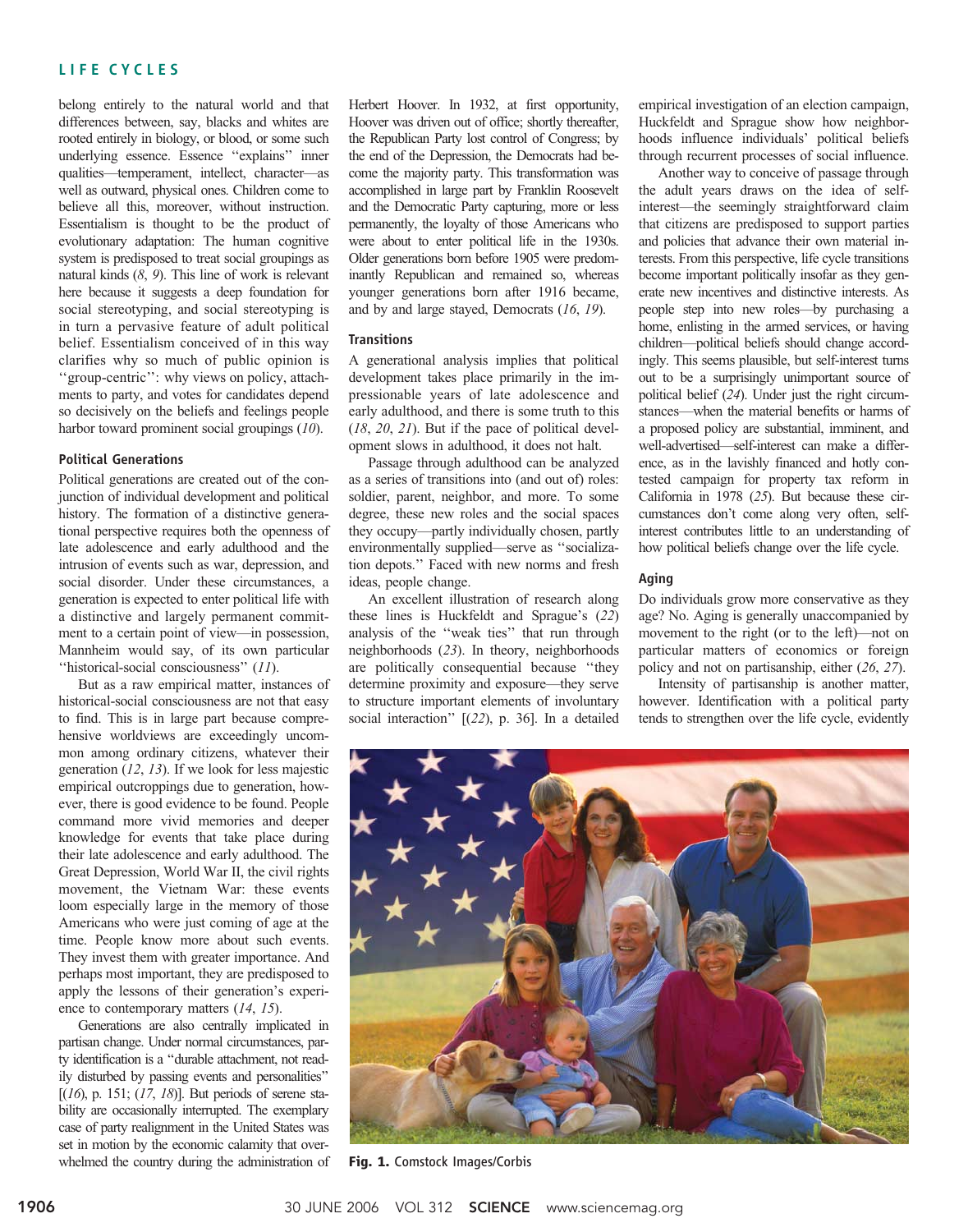belong entirely to the natural world and that differences between, say, blacks and whites are rooted entirely in biology, or blood, or some such underlying essence. Essence "explains" inner qualities—temperament, intellect, character—as well as outward, physical ones. Children come to believe all this, moreover, without instruction. Essentialism is thought to be the product of evolutionary adaptation: The human cognitive system is predisposed to treat social groupings as natural kinds (*8*, *9*). This line of work is relevant here because it suggests a deep foundation for social stereotyping, and social stereotyping is in turn a pervasive feature of adult political belief. Essentialism conceived of in this way clarifies why so much of public opinion is "group-centric": why views on policy, attachments to party, and votes for candidates depend so decisively on the beliefs and feelings people harbor toward prominent social groupings (*10*).

### Political Generations

Political generations are created out of the conjunction of individual development and political history. The formation of a distinctive generational perspective requires both the openness of late adolescence and early adulthood and the intrusion of events such as war, depression, and social disorder. Under these circumstances, a generation is expected to enter political life with a distinctive and largely permanent commitment to a certain point of view—in possession, Mannheim would say, of its own particular "historical-social consciousness" (*11*).

But as a raw empirical matter, instances of historical-social consciousness are not that easy to find. This is in large part because comprehensive worldviews are exceedingly uncommon among ordinary citizens, whatever their generation (*12*, *13*). If we look for less majestic empirical outcroppings due to generation, however, there is good evidence to be found. People command more vivid memories and deeper knowledge for events that take place during their late adolescence and early adulthood. The Great Depression, World War II, the civil rights movement, the Vietnam War: these events loom especially large in the memory of those Americans who were just coming of age at the time. People know more about such events. They invest them with greater importance. And perhaps most important, they are predisposed to apply the lessons of their generation's experience to contemporary matters (*14*, *15*).

Generations are also centrally implicated in partisan change. Under normal circumstances, party identification is a "durable attachment, not readily disturbed by passing events and personalities" [(*16*), p. 151; (*17*, *18*)]. But periods of serene stability are occasionally interrupted. The exemplary case of party realignment in the United States was set in motion by the economic calamity that overwhelmed the country during the administration of Herbert Hoover. In 1932, at first opportunity, Hoover was driven out of office; shortly thereafter, the Republican Party lost control of Congress; by the end of the Depression, the Democrats had become the majority party. This transformation was accomplished in large part by Franklin Roosevelt and the Democratic Party capturing, more or less permanently, the loyalty of those Americans who were about to enter political life in the 1930s. Older generations born before 1905 were predominantly Republican and remained so, whereas younger generations born after 1916 became, and by and large stayed, Democrats (*16*, *19*).

### Transitions

A generational analysis implies that political development takes place primarily in the impressionable years of late adolescence and early adulthood, and there is some truth to this (*18*, *20*, *21*). But if the pace of political development slows in adulthood, it does not halt.

Passage through adulthood can be analyzed as a series of transitions into (and out of) roles: soldier, parent, neighbor, and more. To some degree, these new roles and the social spaces they occupy—partly individually chosen, partly environmentally supplied—serve as "socialization depots." Faced with new norms and fresh ideas, people change.

An excellent illustration of research along these lines is Huckfeldt and Sprague's (*22*) analysis of the "weak ties" that run through neighborhoods (*23*). In theory, neighborhoods are politically consequential because "they determine proximity and exposure—they serve to structure important elements of involuntary social interaction" [(*22*), p. 36]. In a detailed empirical investigation of an election campaign, Huckfeldt and Sprague show how neighborhoods influence individuals' political beliefs through recurrent processes of social influence.

Another way to conceive of passage through the adult years draws on the idea of self-interest—the seemingly straightforward claim that citizens are predisposed to support parties and policies that advance their own material interests. From this perspective, life cycle transitions become important politically insofar as they generate new incentives and distinctive interests. As people step into new roles—by purchasing a home, enlisting in the armed services, or having children—political beliefs should change accordingly. This seems plausible, but self-interest turns out to be a surprisingly unimportant source of political belief (*24*). Under just the right circumstances—when the material benefits or harms of a proposed policy are substantial, imminent, and well-advertised—self-interest can make a difference, as in the lavishly financed and hotly contested campaign for property tax reform in California in 1978 (*25*). But because these circumstances don't come along very often, self-interest contributes little to an understanding of how political beliefs change over the life cycle.

### Aging

Do individuals grow more conservative as they age? No. Aging is generally unaccompanied by movement to the right (or to the left)—not on particular matters of economics or foreign policy and not on partisanship, either (*26*, *27*).

Intensity of partisanship is another matter, however. Identification with a political party tends to strengthen over the life cycle, evidently

**Fig. 1.** Comstock Images/Corbis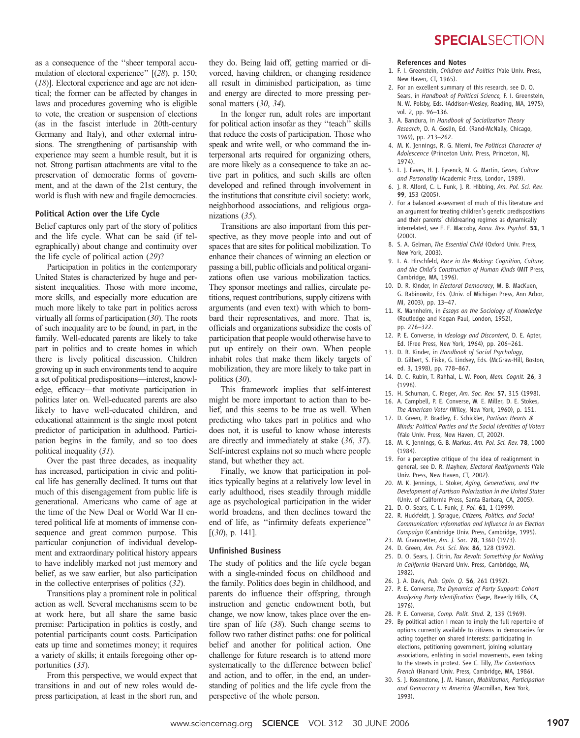as a consequence of the "sheer temporal accumulation of electoral experience" [(*28*), p. 150; (*18*)]. Electoral experience and age are not identical; the former can be affected by changes in laws and procedures governing who is eligible to vote, the creation or suspension of elections (as in the fascist interlude in 20th-century Germany and Italy), and other external intrusions. The strengthening of partisanship with experience may seem a humble result, but it is not. Strong partisan attachments are vital to the preservation of democratic forms of government, and at the dawn of the 21st century, the world is flush with new and fragile democracies.

### Political Action over the Life Cycle

Belief captures only part of the story of politics and the life cycle. What can be said (if telegraphically) about change and continuity over the life cycle of political action (*29*)?

Participation in politics in the contemporary United States is characterized by huge and persistent inequalities. Those with more income, more skills, and especially more education are much more likely to take part in politics across virtually all forms of participation (*30*). The roots of such inequality are to be found, in part, in the family. Well-educated parents are likely to take part in politics and to create homes in which there is lively political discussion. Children growing up in such environments tend to acquire a set of political predispositions—interest, knowledge, efficacy—that motivate participation in politics later on. Well-educated parents are also likely to have well-educated children, and educational attainment is the single most potent predictor of participation in adulthood. Participation begins in the family, and so too does political inequality (*31*).

Over the past three decades, as inequality has increased, participation in civic and political life has generally declined. It turns out that much of this disengagement from public life is generational. Americans who came of age at the time of the New Deal or World War II entered political life at moments of immense consequence and great common purpose. This particular conjunction of individual development and extraordinary political history appears to have indelibly marked not just memory and belief, as we saw earlier, but also participation in the collective enterprises of politics (*32*).

Transitions play a prominent role in political action as well. Several mechanisms seem to be at work here, but all share the same basic premise: Participation in politics is costly, and potential participants count costs. Participation eats up time and sometimes money; it requires a variety of skills; it entails foregoing other opportunities (*33*).

From this perspective, we would expect that transitions in and out of new roles would depress participation, at least in the short run, and they do. Being laid off, getting married or divorced, having children, or changing residence all result in diminished participation, as time and energy are directed to more pressing personal matters (*30*, *34*).

In the longer run, adult roles are important for political action insofar as they "teach" skills that reduce the costs of participation. Those who speak and write well, or who command the interpersonal arts required for organizing others, are more likely as a consequence to take an active part in politics, and such skills are often developed and refined through involvement in the institutions that constitute civil society: work, neighborhood associations, and religious organizations (*35*).

Transitions are also important from this perspective, as they move people into and out of spaces that are sites for political mobilization. To enhance their chances of winning an election or passing a bill, public officials and political organizations often use various mobilization tactics. They sponsor meetings and rallies, circulate petitions, request contributions, supply citizens with arguments (and even text) with which to bombard their representatives, and more. That is, officials and organizations subsidize the costs of participation that people would otherwise have to put up entirely on their own. When people inhabit roles that make them likely targets of mobilization, they are more likely to take part in politics (*30*).

This framework implies that self-interest might be more important to action than to belief, and this seems to be true as well. When predicting who takes part in politics and who does not, it is useful to know whose interests are directly and immediately at stake (*36*, *37*). Self-interest explains not so much where people stand, but whether they act.

Finally, we know that participation in politics typically begins at a relatively low level in early adulthood, rises steadily through middle age as psychological participation in the wider world broadens, and then declines toward the end of life, as "infirmity defeats experience" [(*30*), p. 141].

### Unfinished Business

The study of politics and the life cycle began with a single-minded focus on childhood and the family. Politics does begin in childhood, and parents do influence their offspring, through instruction and genetic endowment both, but change, we now know, takes place over the entire span of life (*38*). Such change seems to follow two rather distinct paths: one for political belief and another for political action. One challenge for future research is to attend more systematically to the difference between belief and action, and to offer, in the end, an understanding of politics and the life cycle from the perspective of the whole person.

#### References and Notes

1. F. I. Greenstein, *Children and Politics* (Yale Univ. Press, New Haven, CT, 1965).
2. For an excellent summary of this research, see D. O. Sears, in *Handbook of Political Science*, F. I. Greenstein, N. W. Polsby, Eds. (Addison-Wesley, Reading, MA, 1975), vol. 2, pp. 96–136.
3. A. Bandura, in *Handbook of Socialization Theory Research*, D. A. Goslin, Ed. (Rand-McNally, Chicago, 1969), pp. 213–262.
4. M. K. Jennings, R. G. Niemi, *The Political Character of Adolescence* (Princeton Univ. Press, Princeton, NJ, 1974).
5. L. J. Eaves, H. J. Eysenck, N. G. Martin, *Genes, Culture and Personality* (Academic Press, London, 1989).
6. J. R. Alford, C. L. Funk, J. R. Hibbing, *Am. Pol. Sci. Rev.* **99**, 153 (2005).
7. For a balanced assessment of much of this literature and an argument for treating children's genetic predispositions and their parents' childrearing regimes as dynamically interrelated, see E. E. Maccoby, *Annu. Rev. Psychol.* **51**, 1 (2000).
8. S. A. Gelman, *The Essential Child* (Oxford Univ. Press, New York, 2003).
9. L. A. Hirschfeld, *Race in the Making: Cognition, Culture, and the Child's Construction of Human Kinds* (MIT Press, Cambridge, MA, 1996).
10. D. R. Kinder, in *Electoral Democracy*, M. B. MacKuen, G. Rabinowitz, Eds. (Univ. of Michigan Press, Ann Arbor, MI, 2003), pp. 13–47.
11. K. Mannheim, in *Essays on the Sociology of Knowledge* (Routledge and Kegan Paul, London, 1952), pp. 276–322.
12. P. E. Converse, in *Ideology and Discontent*, D. E. Apter, Ed. (Free Press, New York, 1964), pp. 206–261.
13. D. R. Kinder, in *Handbook of Social Psychology*, D. Gilbert, S. Fiske, G. Lindsey, Eds. (McGraw-Hill, Boston, ed. 3, 1998), pp. 778–867.
14. D. C. Rubin, T. Rahhal, L. W. Poon, *Mem. Cognit.* **26**, 3 (1998).
15. H. Schuman, C. Rieger, *Am. Soc. Rev.* **57**, 315 (1998).
16. A. Campbell, P. E. Converse, W. E. Miller, D. E. Stokes, *The American Voter* (Wiley, New York, 1960), p. 151.
17. D. Green, P. Bradley, E. Schickler, *Partisan Hearts & Minds: Political Parties and the Social Identities of Voters* (Yale Univ. Press, New Haven, CT, 2002).
18. M. K. Jennings, G. B. Markus, *Am. Pol. Sci. Rev.* **78**, 1000 (1984).
19. For a perceptive critique of the idea of realignment in general, see D. R. Mayhew, *Electoral Realignments* (Yale Univ. Press, New Haven, CT, 2002).
20. M. K. Jennings, L. Stoker, *Aging, Generations, and the Development of Partisan Polarization in the United States* (Univ. of California Press, Santa Barbara, CA, 2005).
21. D. O. Sears, C. L. Funk, *J. Pol.* **61**, 1 (1999).
22. R. Huckfeldt, J. Sprague, *Citizens, Politics, and Social Communication: Information and Influence in an Election Campaign* (Cambridge Univ. Press, Cambridge, 1995).
23. M. Granovetter, *Am. J. Soc.* **78**, 1360 (1973).
24. D. Green, *Am. Pol. Sci. Rev.* **86**, 128 (1992).
25. D. O. Sears, J. Citrin, *Tax Revolt: Something for Nothing in California* (Harvard Univ. Press, Cambridge, MA, 1982).
26. J. A. Davis, *Pub. Opin. Q.* **56**, 261 (1992).
27. P. E. Converse, *The Dynamics of Party Support: Cohort Analyzing Party Identification* (Sage, Beverly Hills, CA, 1976).
28. P. E. Converse, *Comp. Polit. Stud.* **2**, 139 (1969).
29. By political action I mean to imply the full repertoire of options currently available to citizens in democracies for acting together on shared interests: participating in elections, petitioning government, joining voluntary associations, enlisting in social movements, even taking to the streets in protest. See C. Tilly, *The Contentious French* (Harvard Univ. Press, Cambridge, MA, 1986).
30. S. J. Rosenstone, J. M. Hansen, *Mobilization, Participation and Democracy in America* (Macmillan, New York, 1993).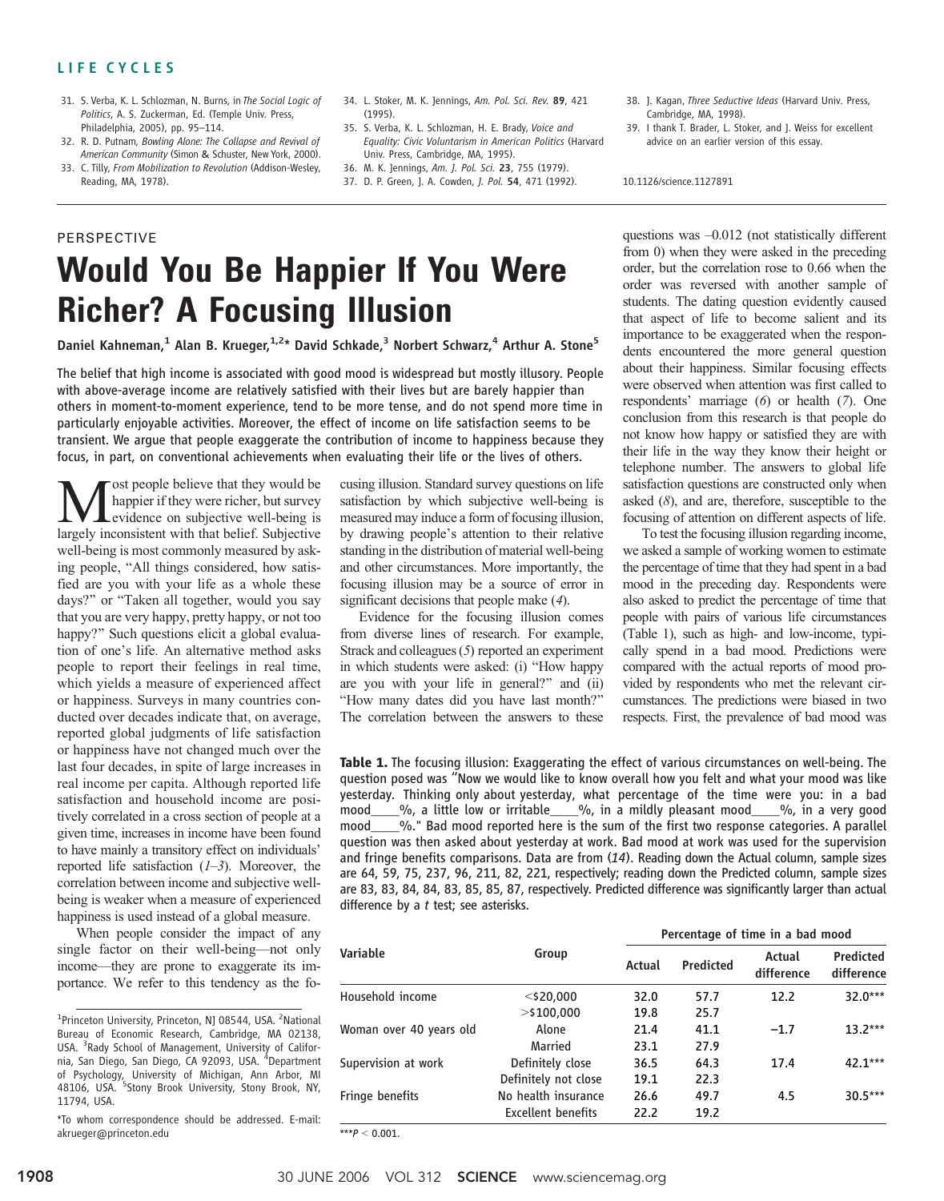31. S. Verba, K. L. Schlozman, N. Burns, in *The Social Logic of Politics*, A. S. Zuckerman, Ed. (Temple Univ. Press, Philadelphia, 2005), pp. 95–114.
32. R. D. Putnam, *Bowling Alone: The Collapse and Revival of American Community* (Simon & Schuster, New York, 2000).
33. C. Tilly, *From Mobilization to Revolution* (Addison-Wesley, Reading, MA, 1978).
34. L. Stoker, M. K. Jennings, *Am. Pol. Sci. Rev.* **89**, 421 (1995).
35. S. Verba, K. L. Schlozman, H. E. Brady, *Voice and Equality: Civic Voluntarism in American Politics* (Harvard Univ. Press, Cambridge, MA, 1995).
36. M. K. Jennings, *Am. J. Pol. Sci.* **23**, 755 (1979).
37. D. P. Green, J. A. Cowden, *J. Pol.* **54**, 471 (1992).
38. J. Kagan, *Three Seductive Ideas* (Harvard Univ. Press, Cambridge, MA, 1998).
39. I thank T. Brader, L. Stoker, and J. Weiss for excellent advice on an earlier version of this essay.

10.1126/science.1127891

PERSPECTIVE

# Would You Be Happier If You Were Richer? A Focusing Illusion

**Daniel Kahneman,[1] Alan B. Krueger,[1,2]\* David Schkade,[3] Norbert Schwarz,[4] Arthur A. Stone[5]**

**The belief that high income is associated with good mood is widespread but mostly illusory. People with above-average income are relatively satisfied with their lives but are barely happier than others in moment-to-moment experience, tend to be more tense, and do not spend more time in particularly enjoyable activities. Moreover, the effect of income on life satisfaction seems to be transient. We argue that people exaggerate the contribution of income to happiness because they focus, in part, on conventional achievements when evaluating their life or the lives of others.**

Most people believe that they would be happier if they were richer, but survey evidence on subjective well-being is largely inconsistent with that belief. Subjective well-being is most commonly measured by asking people, "All things considered, how satisfied are you with your life as a whole these days?" or "Taken all together, would you say that you are very happy, pretty happy, or not too happy?" Such questions elicit a global evaluation of one's life. An alternative method asks people to report their feelings in real time, which yields a measure of experienced affect or happiness. Surveys in many countries conducted over decades indicate that, on average, reported global judgments of life satisfaction or happiness have not changed much over the last four decades, in spite of large increases in real income per capita. Although reported life satisfaction and household income are positively correlated in a cross section of people at a given time, increases in income have been found to have mainly a transitory effect on individuals' reported life satisfaction (*1*–*3*). Moreover, the correlation between income and subjective well-being is weaker when a measure of experienced happiness is used instead of a global measure.

When people consider the impact of any single factor on their well-being—not only income—they are prone to exaggerate its importance. We refer to this tendency as the focusing illusion. Standard survey questions on life satisfaction by which subjective well-being is measured may induce a form of focusing illusion, by drawing people's attention to their relative standing in the distribution of material well-being and other circumstances. More importantly, the focusing illusion may be a source of error in significant decisions that people make (*4*).

Evidence for the focusing illusion comes from diverse lines of research. For example, Strack and colleagues (*5*) reported an experiment in which students were asked: (i) "How happy are you with your life in general?" and (ii) "How many dates did you have last month?" The correlation between the answers to these questions was –0.012 (not statistically different from 0) when they were asked in the preceding order, but the correlation rose to 0.66 when the order was reversed with another sample of students. The dating question evidently caused that aspect of life to become salient and its importance to be exaggerated when the respondents encountered the more general question about their happiness. Similar focusing effects were observed when attention was first called to respondents' marriage (*6*) or health (*7*). One conclusion from this research is that people do not know how happy or satisfied they are with their life in the way they know their height or telephone number. The answers to global life satisfaction questions are constructed only when asked (*8*), and are, therefore, susceptible to the focusing of attention on different aspects of life.

To test the focusing illusion regarding income, we asked a sample of working women to estimate the percentage of time that they had spent in a bad mood in the preceding day. Respondents were also asked to predict the percentage of time that people with pairs of various life circumstances (Table 1), such as high- and low-income, typically spend in a bad mood. Predictions were compared with the actual reports of mood provided by respondents who met the relevant circumstances. The predictions were biased in two respects. First, the prevalence of bad mood was

**Table 1.** The focusing illusion: Exaggerating the effect of various circumstances on well-being. The question posed was "Now we would like to know overall how you felt and what your mood was like yesterday. Thinking only about yesterday, what percentage of the time were you: in a bad mood\_\_\_\_%, a little low or irritable\_\_\_\_%, in a mildly pleasant mood\_\_\_\_%, in a very good mood\_\_\_\_%." Bad mood reported here is the sum of the first two response categories. A parallel question was then asked about yesterday at work. Bad mood at work was used for the supervision and fringe benefits comparisons. Data are from (*14*). Reading down the Actual column, sample sizes are 64, 59, 75, 237, 96, 211, 82, 221, respectively; reading down the Predicted column, sample sizes are 83, 83, 84, 84, 83, 85, 85, 87, respectively. Predicted difference was significantly larger than actual difference by a *t* test; see asterisks.

| Variable | Group | Percentage of time in a bad mood | | | |
|---|---|---|---|---|---|
| | | Actual | Predicted | Actual difference | Predicted difference |
| Household income | <$20,000 | 32.0 | 57.7 | 12.2 | 32.0*** |
| | >$100,000 | 19.8 | 25.7 | | |
| Woman over 40 years old | Alone | 21.4 | 41.1 | –1.7 | 13.2*** |
| | Married | 23.1 | 27.9 | | |
| Supervision at work | Definitely close | 36.5 | 64.3 | 17.4 | 42.1*** |
| | Definitely not close | 19.1 | 22.3 | | |
| Fringe benefits | No health insurance | 26.6 | 49.7 | 4.5 | 30.5*** |
| | Excellent benefits | 22.2 | 19.2 | | |

***$P < 0.001$.

[1]Princeton University, Princeton, NJ 08544, USA. [2]National Bureau of Economic Research, Cambridge, MA 02138, USA. [3]Rady School of Management, University of California, San Diego, San Diego, CA 92093, USA. [4]Department of Psychology, University of Michigan, Ann Arbor, MI 48106, USA. [5]Stony Brook University, Stony Brook, NY, 11794, USA.

\*To whom correspondence should be addressed. E-mail: akrueger@princeton.edu